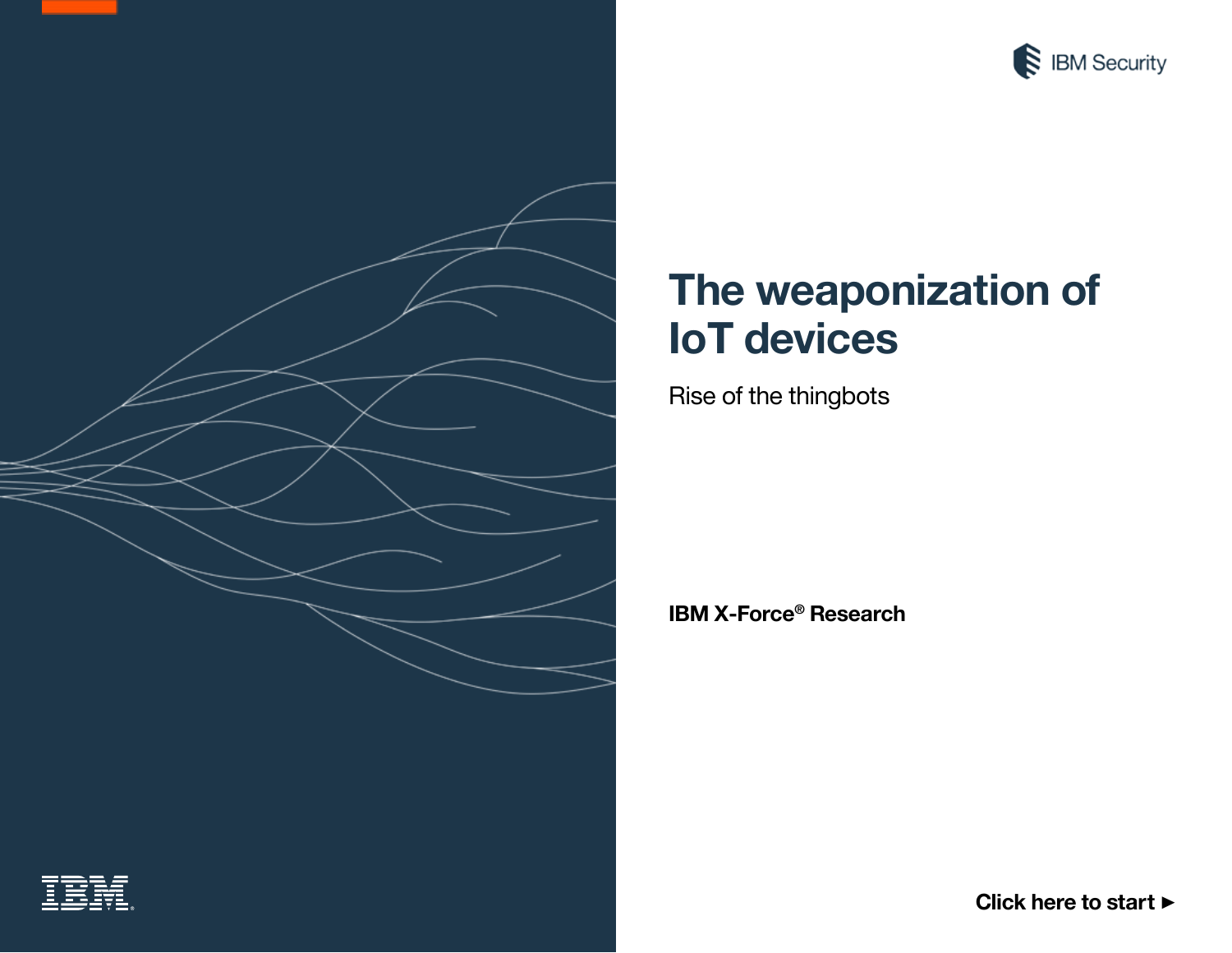IBM Security

# The weaponization of IoT devices

Rise of the thingbots

**IBM X-Force® Research**

**Click here to start ►**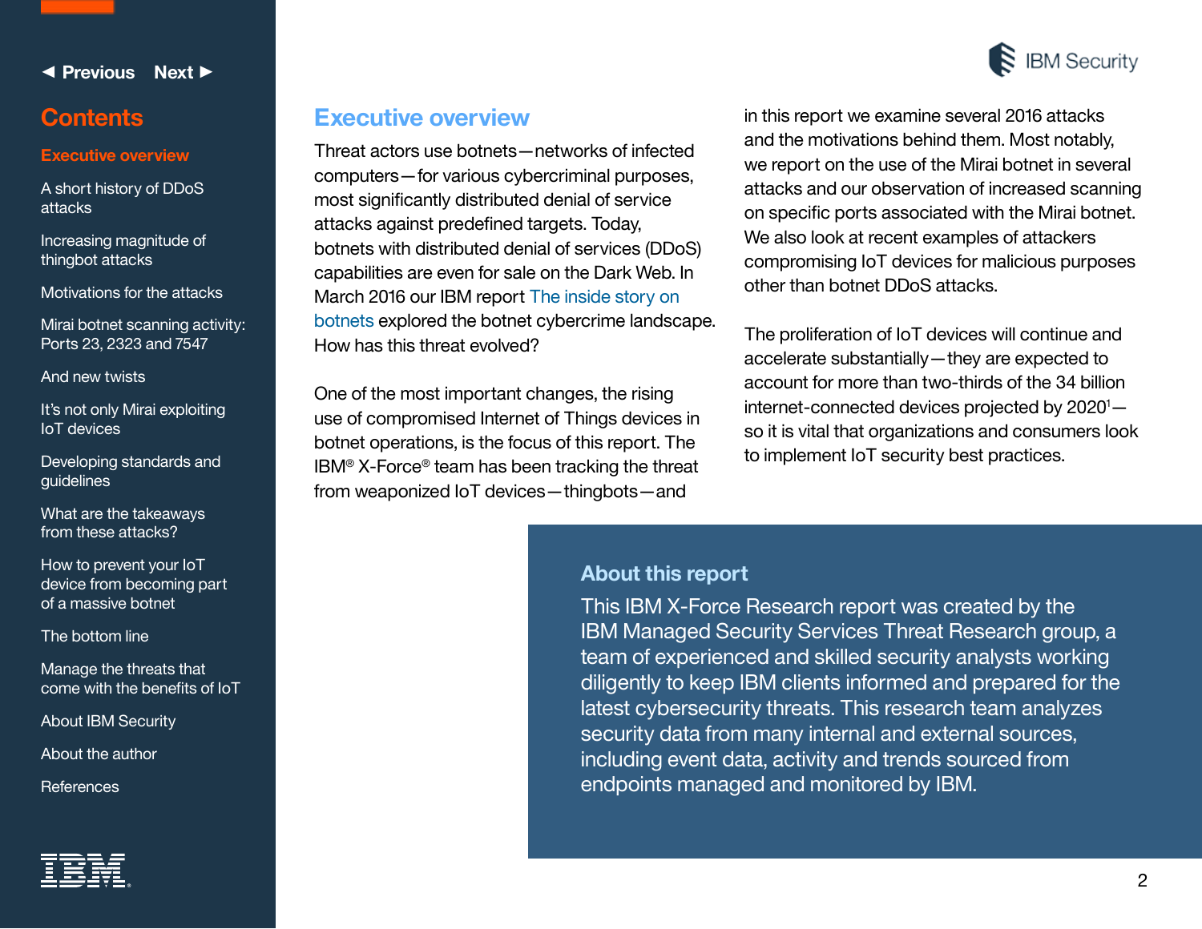# Executive overview

Threat actors use botnets—networks of infected computers—for various cybercriminal purposes, most significantly distributed denial of service attacks against predefined targets. Today, botnets with distributed denial of services (DDoS) capabilities are even for sale on the Dark Web. In March 2016 our IBM report The inside story on botnets explored the botnet cybercrime landscape. How has this threat evolved?

One of the most important changes, the rising use of compromised Internet of Things devices in botnet operations, is the focus of this report. The IBM® X-Force® team has been tracking the threat from weaponized IoT devices—thingbots—and in this report we examine several 2016 attacks and the motivations behind them. Most notably, we report on the use of the Mirai botnet in several attacks and our observation of increased scanning on specific ports associated with the Mirai botnet. We also look at recent examples of attackers compromising IoT devices for malicious purposes other than botnet DDoS attacks.

The proliferation of IoT devices will continue and accelerate substantially—they are expected to account for more than two-thirds of the 34 billion internet-connected devices projected by 2020[1]—so it is vital that organizations and consumers look to implement IoT security best practices.

## About this report

This IBM X-Force Research report was created by the IBM Managed Security Services Threat Research group, a team of experienced and skilled security analysts working diligently to keep IBM clients informed and prepared for the latest cybersecurity threats. This research team analyzes security data from many internal and external sources, including event data, activity and trends sourced from endpoints managed and monitored by IBM.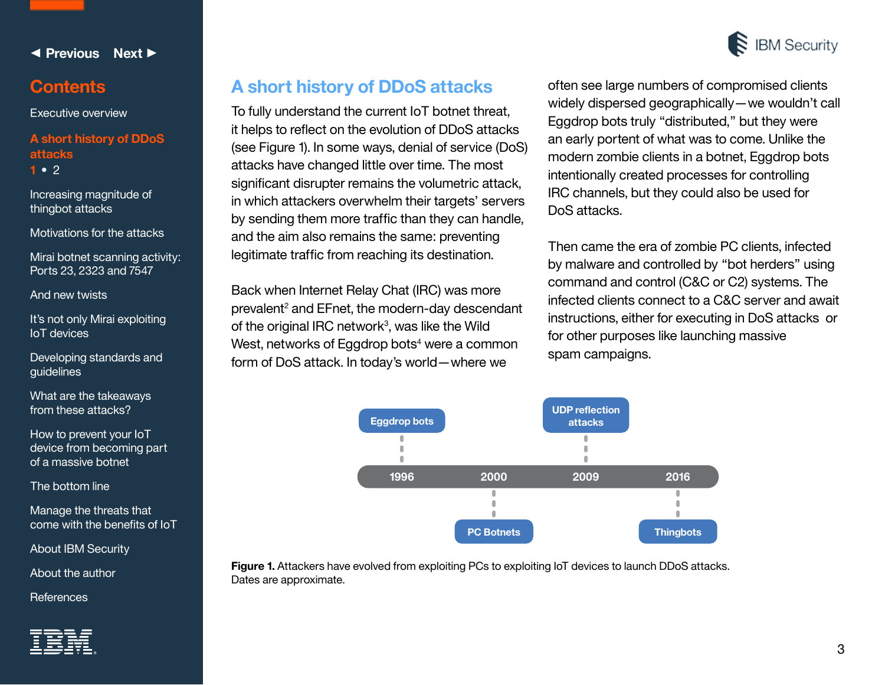## A short history of DDoS attacks

To fully understand the current IoT botnet threat, it helps to reflect on the evolution of DDoS attacks (see Figure 1). In some ways, denial of service (DoS) attacks have changed little over time. The most significant disrupter remains the volumetric attack, in which attackers overwhelm their targets' servers by sending them more traffic than they can handle, and the aim also remains the same: preventing legitimate traffic from reaching its destination.

Back when Internet Relay Chat (IRC) was more prevalent[2] and EFnet, the modern-day descendant of the original IRC network[3], was like the Wild West, networks of Eggdrop bots[4] were a common form of DoS attack. In today's world—where we often see large numbers of compromised clients widely dispersed geographically—we wouldn't call Eggdrop bots truly "distributed," but they were an early portent of what was to come. Unlike the modern zombie clients in a botnet, Eggdrop bots intentionally created processes for controlling IRC channels, but they could also be used for DoS attacks.

Then came the era of zombie PC clients, infected by malware and controlled by "bot herders" using command and control (C&C or C2) systems. The infected clients connect to a C&C server and await instructions, either for executing in DoS attacks or for other purposes like launching massive spam campaigns.

| 1996 | 2000 | 2009 | 2016 |
|---|---|---|---|
| Eggdrop bots | PC Botnets | UDP reflection attacks | Thingbots |

**Figure 1.** Attackers have evolved from exploiting PCs to exploiting IoT devices to launch DDoS attacks. Dates are approximate.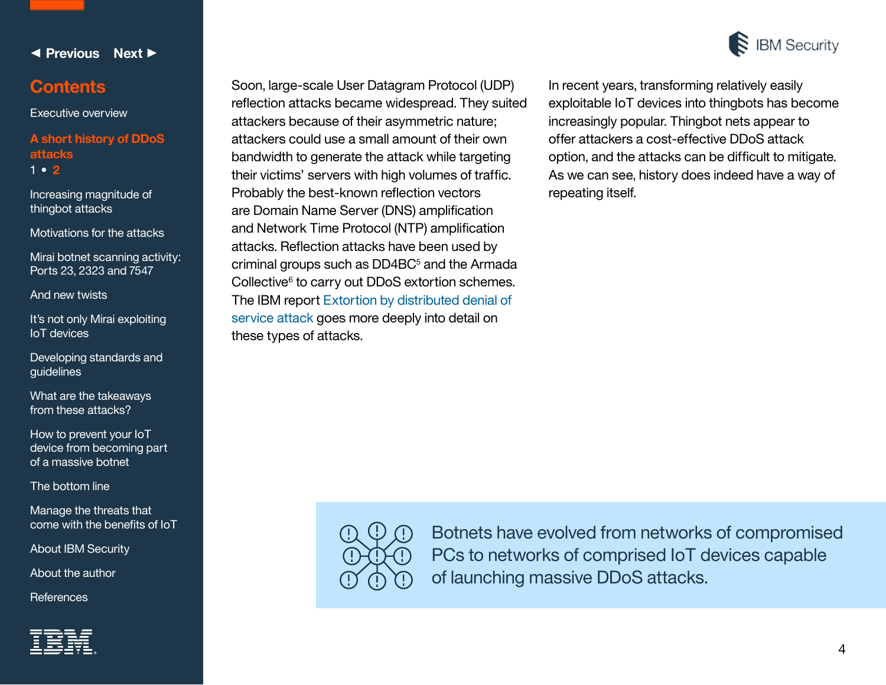Soon, large-scale User Datagram Protocol (UDP) reflection attacks became widespread. They suited attackers because of their asymmetric nature; attackers could use a small amount of their own bandwidth to generate the attack while targeting their victims' servers with high volumes of traffic. Probably the best-known reflection vectors are Domain Name Server (DNS) amplification and Network Time Protocol (NTP) amplification attacks. Reflection attacks have been used by criminal groups such as DD4BC[5] and the Armada Collective[6] to carry out DDoS extortion schemes. The IBM report Extortion by distributed denial of service attack goes more deeply into detail on these types of attacks.

In recent years, transforming relatively easily exploitable IoT devices into thingbots has become increasingly popular. Thingbot nets appear to offer attackers a cost-effective DDoS attack option, and the attacks can be difficult to mitigate. As we can see, history does indeed have a way of repeating itself.

Botnets have evolved from networks of compromised PCs to networks of comprised IoT devices capable of launching massive DDoS attacks.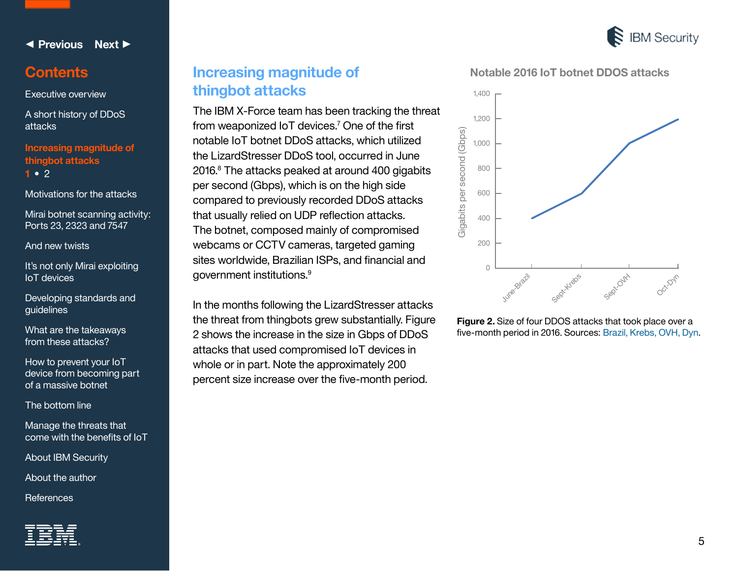## Increasing magnitude of thingbot attacks

The IBM X-Force team has been tracking the threat from weaponized IoT devices.[7] One of the first notable IoT botnet DDoS attacks, which utilized the LizardStresser DDoS tool, occurred in June 2016.[8] The attacks peaked at around 400 gigabits per second (Gbps), which is on the high side compared to previously recorded DDoS attacks that usually relied on UDP reflection attacks. The botnet, composed mainly of compromised webcams or CCTV cameras, targeted gaming sites worldwide, Brazilian ISPs, and financial and government institutions.[9]

In the months following the LizardStresser attacks the threat from thingbots grew substantially. Figure 2 shows the increase in the size in Gbps of DDoS attacks that used compromised IoT devices in whole or in part. Note the approximately 200 percent size increase over the five-month period.

**Notable 2016 IoT botnet DDOS attacks**

| Attack | Gigabits per second (Gbps) |
| --- | --- |
| June-Brazil | 400 |
| Sept-Krebs | 600 |
| Sept-OVH | 1,000 |
| Oct-Dyn | 1,200 |

**Figure 2.** Size of four DDOS attacks that took place over a five-month period in 2016. Sources: Brazil, Krebs, OVH, Dyn.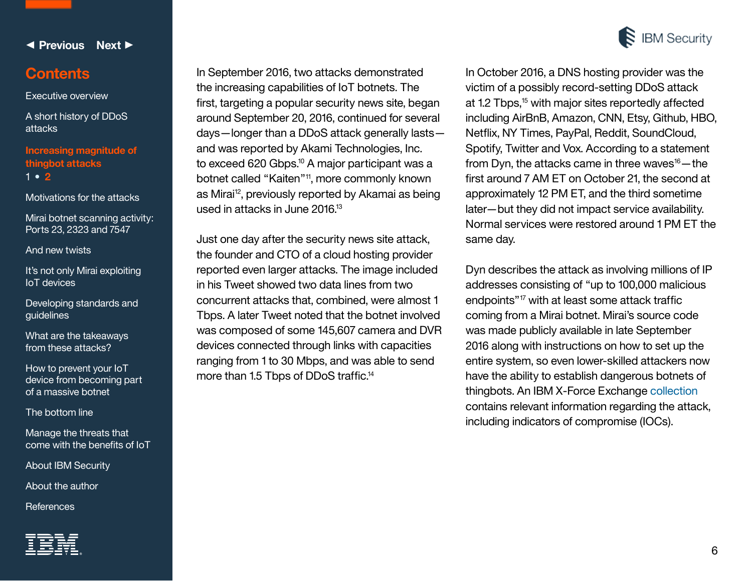In September 2016, two attacks demonstrated the increasing capabilities of IoT botnets. The first, targeting a popular security news site, began around September 20, 2016, continued for several days—longer than a DDoS attack generally lasts—and was reported by Akami Technologies, Inc. to exceed 620 Gbps.[10] A major participant was a botnet called "Kaiten"[11], more commonly known as Mirai[12], previously reported by Akamai as being used in attacks in June 2016.[13]

Just one day after the security news site attack, the founder and CTO of a cloud hosting provider reported even larger attacks. The image included in his Tweet showed two data lines from two concurrent attacks that, combined, were almost 1 Tbps. A later Tweet noted that the botnet involved was composed of some 145,607 camera and DVR devices connected through links with capacities ranging from 1 to 30 Mbps, and was able to send more than 1.5 Tbps of DDoS traffic.[14]

In October 2016, a DNS hosting provider was the victim of a possibly record-setting DDoS attack at 1.2 Tbps,[15] with major sites reportedly affected including AirBnB, Amazon, CNN, Etsy, Github, HBO, Netflix, NY Times, PayPal, Reddit, SoundCloud, Spotify, Twitter and Vox. According to a statement from Dyn, the attacks came in three waves[16]—the first around 7 AM ET on October 21, the second at approximately 12 PM ET, and the third sometime later—but they did not impact service availability. Normal services were restored around 1 PM ET the same day.

Dyn describes the attack as involving millions of IP addresses consisting of "up to 100,000 malicious endpoints"[17] with at least some attack traffic coming from a Mirai botnet. Mirai's source code was made publicly available in late September 2016 along with instructions on how to set up the entire system, so even lower-skilled attackers now have the ability to establish dangerous botnets of thingbots. An IBM X-Force Exchange collection contains relevant information regarding the attack, including indicators of compromise (IOCs).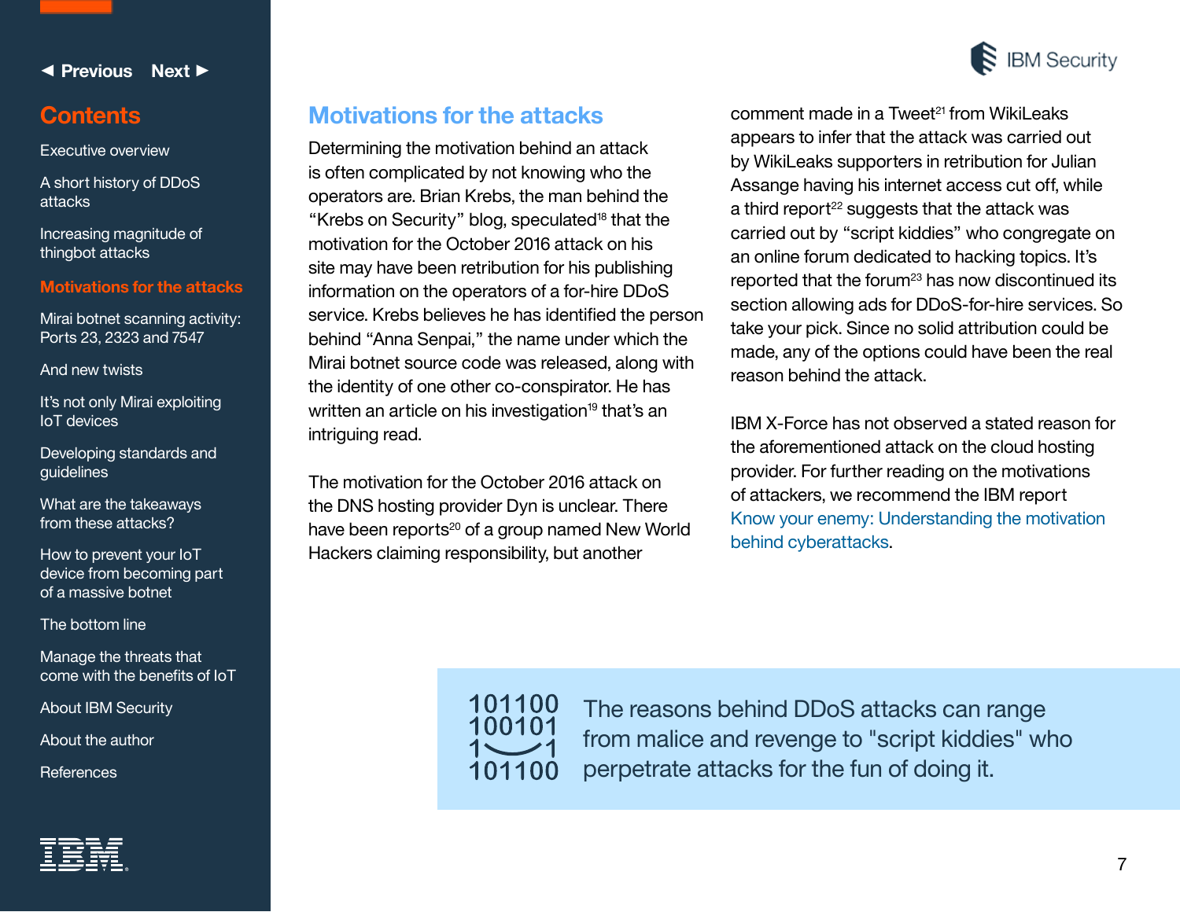## Motivations for the attacks

Determining the motivation behind an attack is often complicated by not knowing who the operators are. Brian Krebs, the man behind the “Krebs on Security” blog, speculated[18] that the motivation for the October 2016 attack on his site may have been retribution for his publishing information on the operators of a for-hire DDoS service. Krebs believes he has identified the person behind “Anna Senpai,” the name under which the Mirai botnet source code was released, along with the identity of one other co-conspirator. He has written an article on his investigation[19] that’s an intriguing read.

The motivation for the October 2016 attack on the DNS hosting provider Dyn is unclear. There have been reports[20] of a group named New World Hackers claiming responsibility, but another comment made in a Tweet[21] from WikiLeaks appears to infer that the attack was carried out by WikiLeaks supporters in retribution for Julian Assange having his internet access cut off, while a third report[22] suggests that the attack was carried out by “script kiddies” who congregate on an online forum dedicated to hacking topics. It’s reported that the forum[23] has now discontinued its section allowing ads for DDoS-for-hire services. So take your pick. Since no solid attribution could be made, any of the options could have been the real reason behind the attack.

IBM X-Force has not observed a stated reason for the aforementioned attack on the cloud hosting provider. For further reading on the motivations of attackers, we recommend the IBM report Know your enemy: Understanding the motivation behind cyberattacks.

> The reasons behind DDoS attacks can range from malice and revenge to "script kiddies" who perpetrate attacks for the fun of doing it.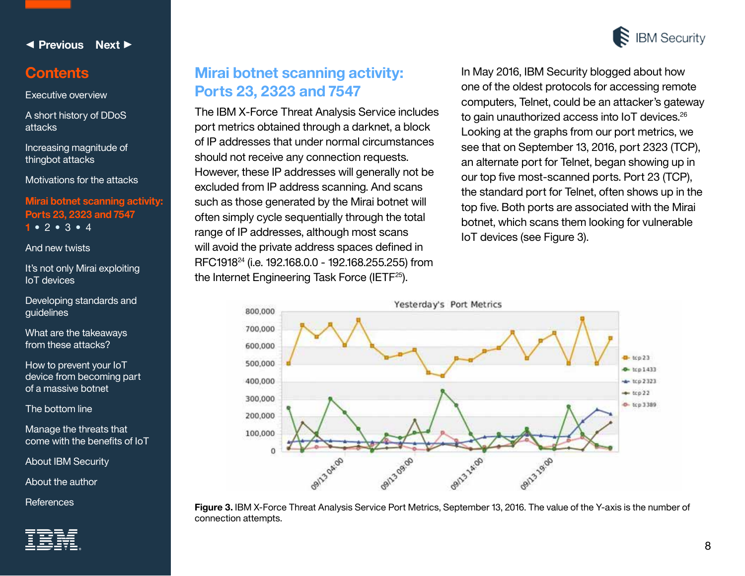## Mirai botnet scanning activity: Ports 23, 2323 and 7547

The IBM X-Force Threat Analysis Service includes port metrics obtained through a darknet, a block of IP addresses that under normal circumstances should not receive any connection requests. However, these IP addresses will generally not be excluded from IP address scanning. And scans such as those generated by the Mirai botnet will often simply cycle sequentially through the total range of IP addresses, although most scans will avoid the private address spaces defined in RFC1918[24] (i.e. 192.168.0.0 - 192.168.255.255) from the Internet Engineering Task Force (IETF[25]).

In May 2016, IBM Security blogged about how one of the oldest protocols for accessing remote computers, Telnet, could be an attacker's gateway to gain unauthorized access into IoT devices.[26] Looking at the graphs from our port metrics, we see that on September 13, 2016, port 2323 (TCP), an alternate port for Telnet, began showing up in our top five most-scanned ports. Port 23 (TCP), the standard port for Telnet, often shows up in the top five. Both ports are associated with the Mirai botnet, which scans them looking for vulnerable IoT devices (see Figure 3).

**Figure 3.** IBM X-Force Threat Analysis Service Port Metrics, September 13, 2016. The value of the Y-axis is the number of connection attempts.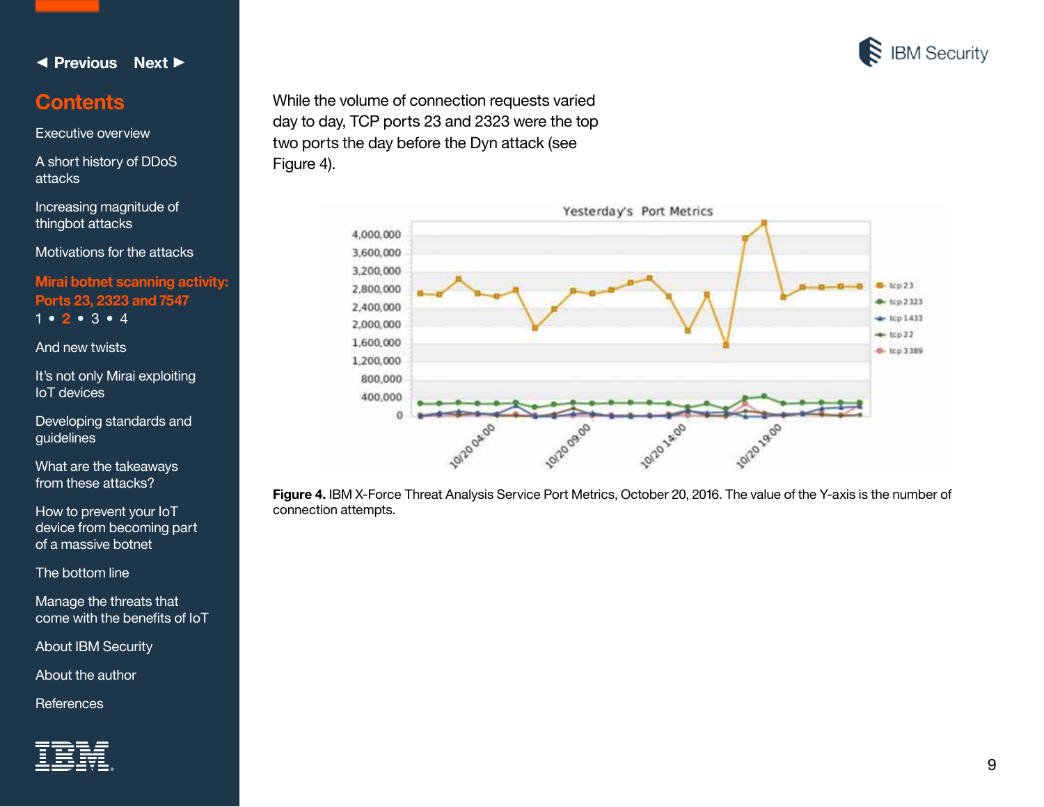While the volume of connection requests varied day to day, TCP ports 23 and 2323 were the top two ports the day before the Dyn attack (see Figure 4).

**Figure 4.** IBM X-Force Threat Analysis Service Port Metrics, October 20, 2016. The value of the Y-axis is the number of connection attempts.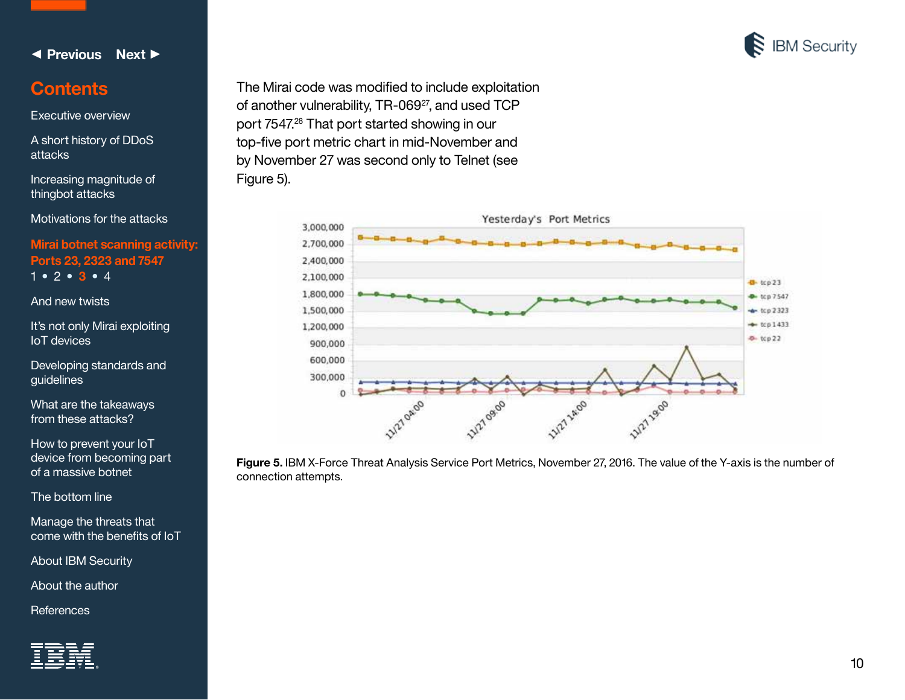The Mirai code was modified to include exploitation of another vulnerability, TR-069[27], and used TCP port 7547.[28] That port started showing in our top-five port metric chart in mid-November and by November 27 was second only to Telnet (see Figure 5).

**Figure 5.** IBM X-Force Threat Analysis Service Port Metrics, November 27, 2016. The value of the Y-axis is the number of connection attempts.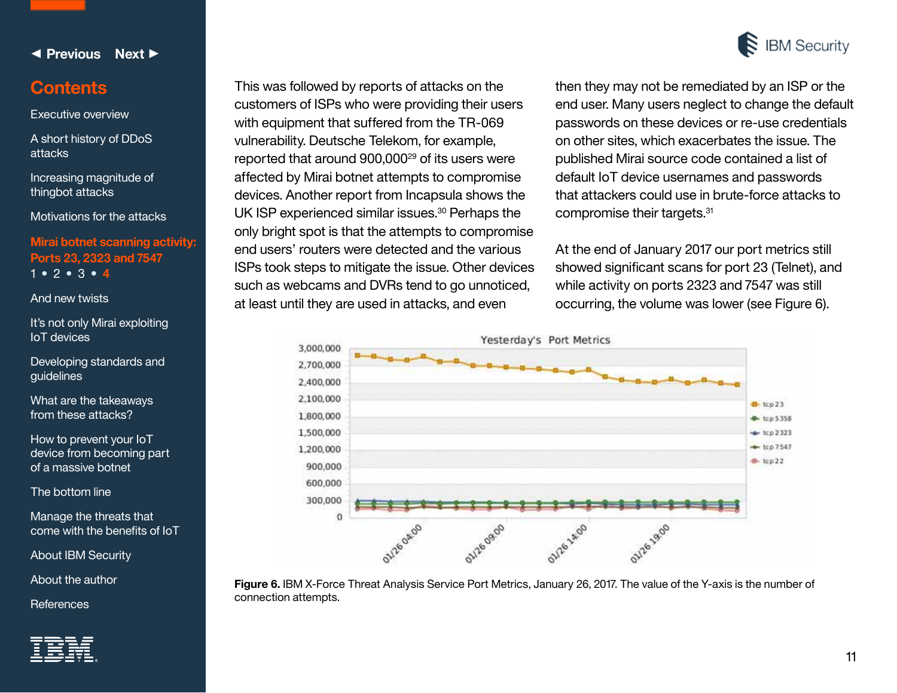This was followed by reports of attacks on the customers of ISPs who were providing their users with equipment that suffered from the TR-069 vulnerability. Deutsche Telekom, for example, reported that around 900,000[29] of its users were affected by Mirai botnet attempts to compromise devices. Another report from Incapsula shows the UK ISP experienced similar issues.[30] Perhaps the only bright spot is that the attempts to compromise end users' routers were detected and the various ISPs took steps to mitigate the issue. Other devices such as webcams and DVRs tend to go unnoticed, at least until they are used in attacks, and even then they may not be remediated by an ISP or the end user. Many users neglect to change the default passwords on these devices or re-use credentials on other sites, which exacerbates the issue. The published Mirai source code contained a list of default IoT device usernames and passwords that attackers could use in brute-force attacks to compromise their targets.[31]

At the end of January 2017 our port metrics still showed significant scans for port 23 (Telnet), and while activity on ports 2323 and 7547 was still occurring, the volume was lower (see Figure 6).

**Figure 6.** IBM X-Force Threat Analysis Service Port Metrics, January 26, 2017. The value of the Y-axis is the number of connection attempts.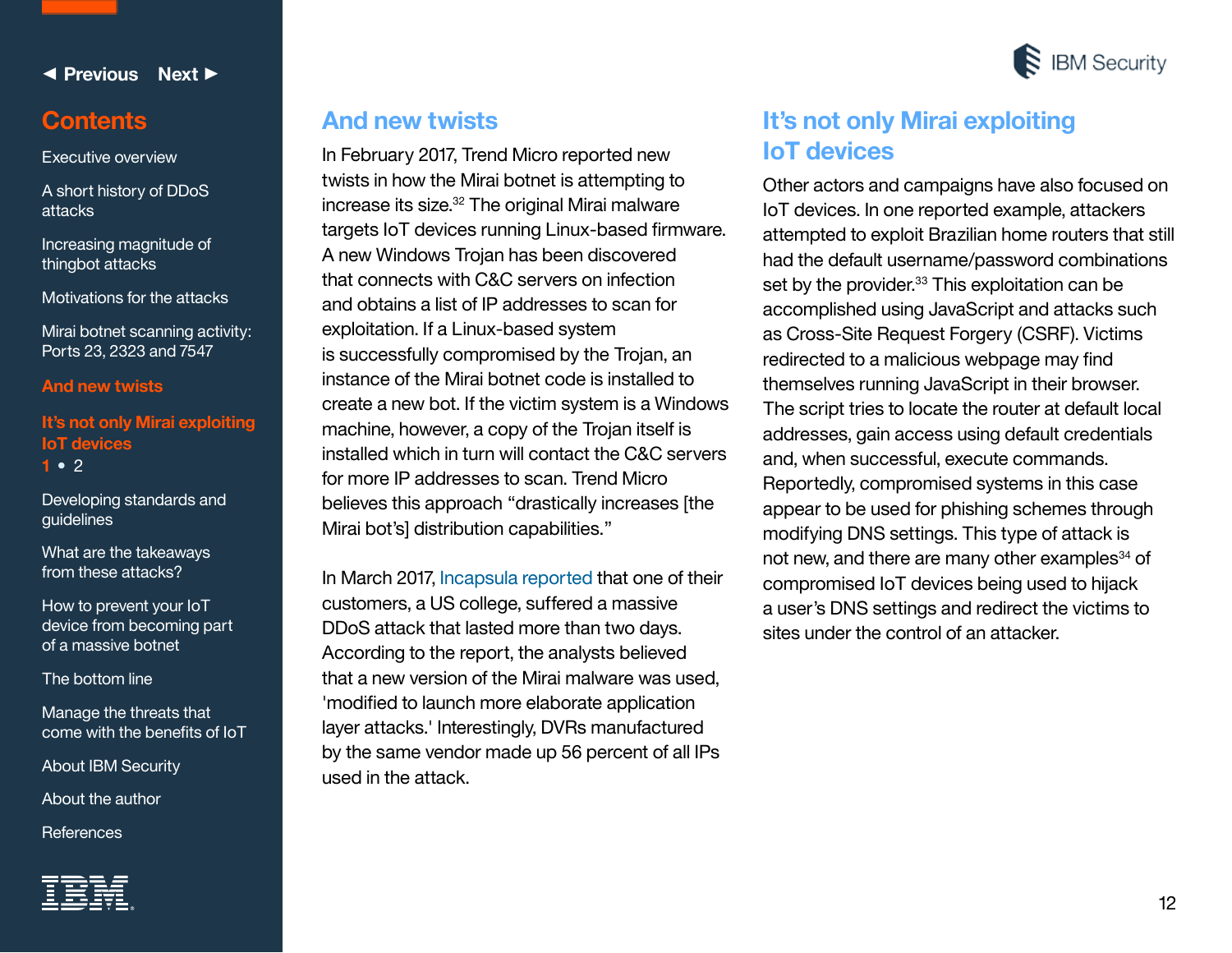## And new twists

In February 2017, Trend Micro reported new twists in how the Mirai botnet is attempting to increase its size.[32] The original Mirai malware targets IoT devices running Linux-based firmware. A new Windows Trojan has been discovered that connects with C&C servers on infection and obtains a list of IP addresses to scan for exploitation. If a Linux-based system is successfully compromised by the Trojan, an instance of the Mirai botnet code is installed to create a new bot. If the victim system is a Windows machine, however, a copy of the Trojan itself is installed which in turn will contact the C&C servers for more IP addresses to scan. Trend Micro believes this approach “drastically increases [the Mirai bot’s] distribution capabilities.”

In March 2017, Incapsula reported that one of their customers, a US college, suffered a massive DDoS attack that lasted more than two days. According to the report, the analysts believed that a new version of the Mirai malware was used, 'modified to launch more elaborate application layer attacks.' Interestingly, DVRs manufactured by the same vendor made up 56 percent of all IPs used in the attack.

## It’s not only Mirai exploiting IoT devices

Other actors and campaigns have also focused on IoT devices. In one reported example, attackers attempted to exploit Brazilian home routers that still had the default username/password combinations set by the provider.[33] This exploitation can be accomplished using JavaScript and attacks such as Cross-Site Request Forgery (CSRF). Victims redirected to a malicious webpage may find themselves running JavaScript in their browser. The script tries to locate the router at default local addresses, gain access using default credentials and, when successful, execute commands. Reportedly, compromised systems in this case appear to be used for phishing schemes through modifying DNS settings. This type of attack is not new, and there are many other examples[34] of compromised IoT devices being used to hijack a user’s DNS settings and redirect the victims to sites under the control of an attacker.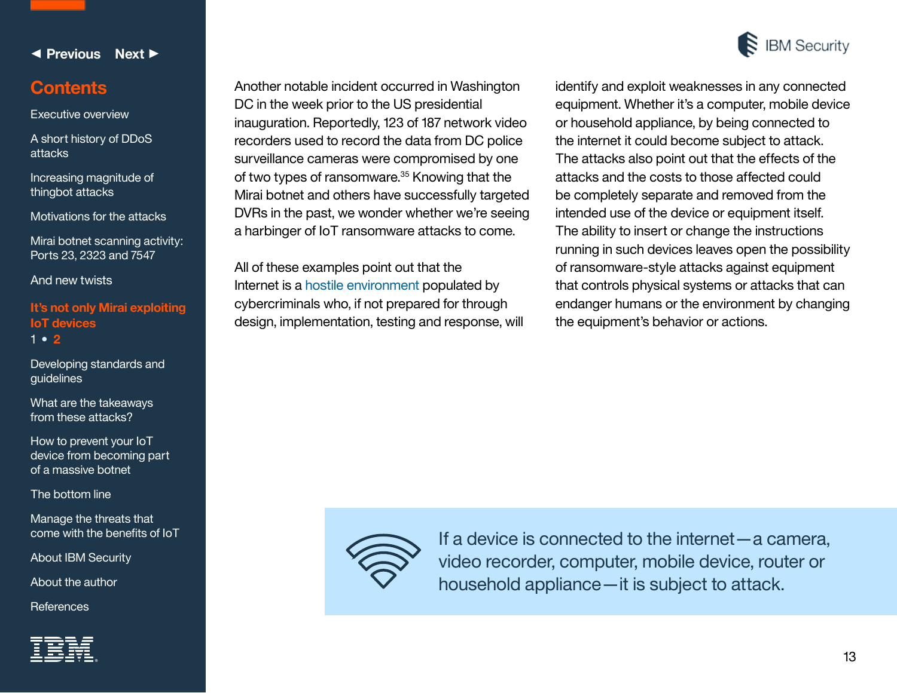Another notable incident occurred in Washington DC in the week prior to the US presidential inauguration. Reportedly, 123 of 187 network video recorders used to record the data from DC police surveillance cameras were compromised by one of two types of ransomware.[35] Knowing that the Mirai botnet and others have successfully targeted DVRs in the past, we wonder whether we're seeing a harbinger of IoT ransomware attacks to come.

All of these examples point out that the Internet is a hostile environment populated by cybercriminals who, if not prepared for through design, implementation, testing and response, will identify and exploit weaknesses in any connected equipment. Whether it's a computer, mobile device or household appliance, by being connected to the internet it could become subject to attack. The attacks also point out that the effects of the attacks and the costs to those affected could be completely separate and removed from the intended use of the device or equipment itself. The ability to insert or change the instructions running in such devices leaves open the possibility of ransomware-style attacks against equipment that controls physical systems or attacks that can endanger humans or the environment by changing the equipment's behavior or actions.

> If a device is connected to the internet—a camera, video recorder, computer, mobile device, router or household appliance—it is subject to attack.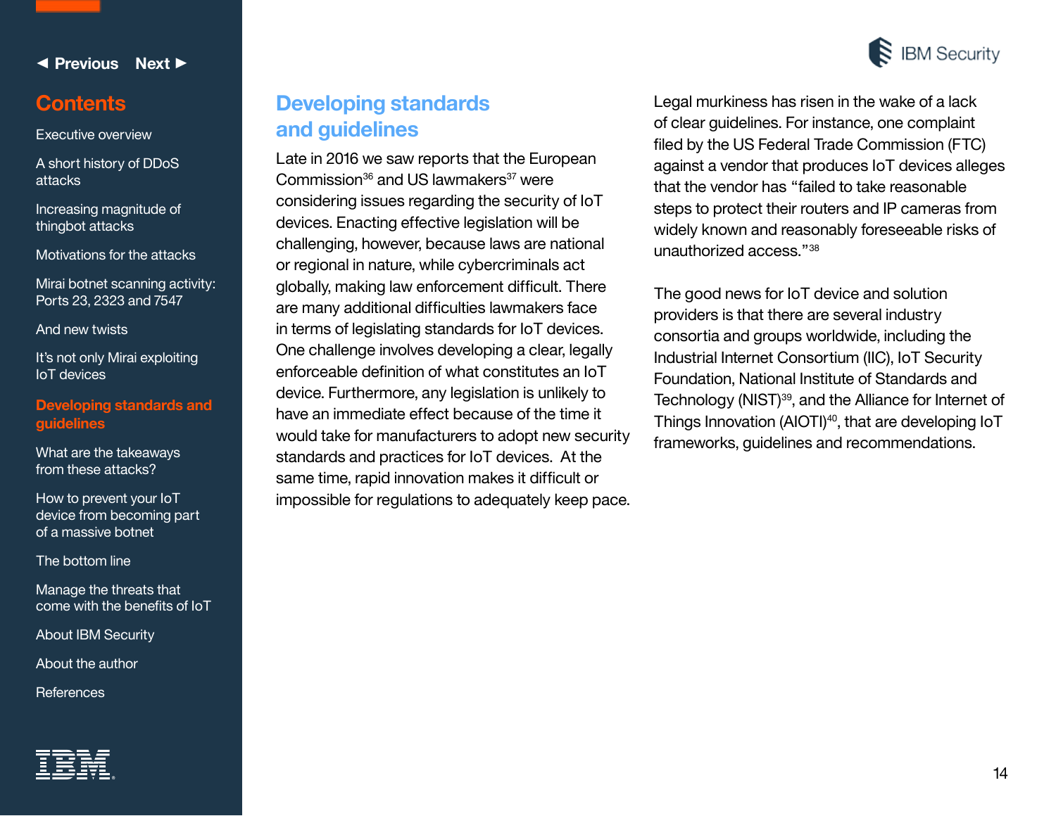## Developing standards and guidelines

Late in 2016 we saw reports that the European Commission[36] and US lawmakers[37] were considering issues regarding the security of IoT devices. Enacting effective legislation will be challenging, however, because laws are national or regional in nature, while cybercriminals act globally, making law enforcement difficult. There are many additional difficulties lawmakers face in terms of legislating standards for IoT devices. One challenge involves developing a clear, legally enforceable definition of what constitutes an IoT device. Furthermore, any legislation is unlikely to have an immediate effect because of the time it would take for manufacturers to adopt new security standards and practices for IoT devices. At the same time, rapid innovation makes it difficult or impossible for regulations to adequately keep pace.

Legal murkiness has risen in the wake of a lack of clear guidelines. For instance, one complaint filed by the US Federal Trade Commission (FTC) against a vendor that produces IoT devices alleges that the vendor has "failed to take reasonable steps to protect their routers and IP cameras from widely known and reasonably foreseeable risks of unauthorized access."[38]

The good news for IoT device and solution providers is that there are several industry consortia and groups worldwide, including the Industrial Internet Consortium (IIC), IoT Security Foundation, National Institute of Standards and Technology (NIST)[39], and the Alliance for Internet of Things Innovation (AIOTI)[40], that are developing IoT frameworks, guidelines and recommendations.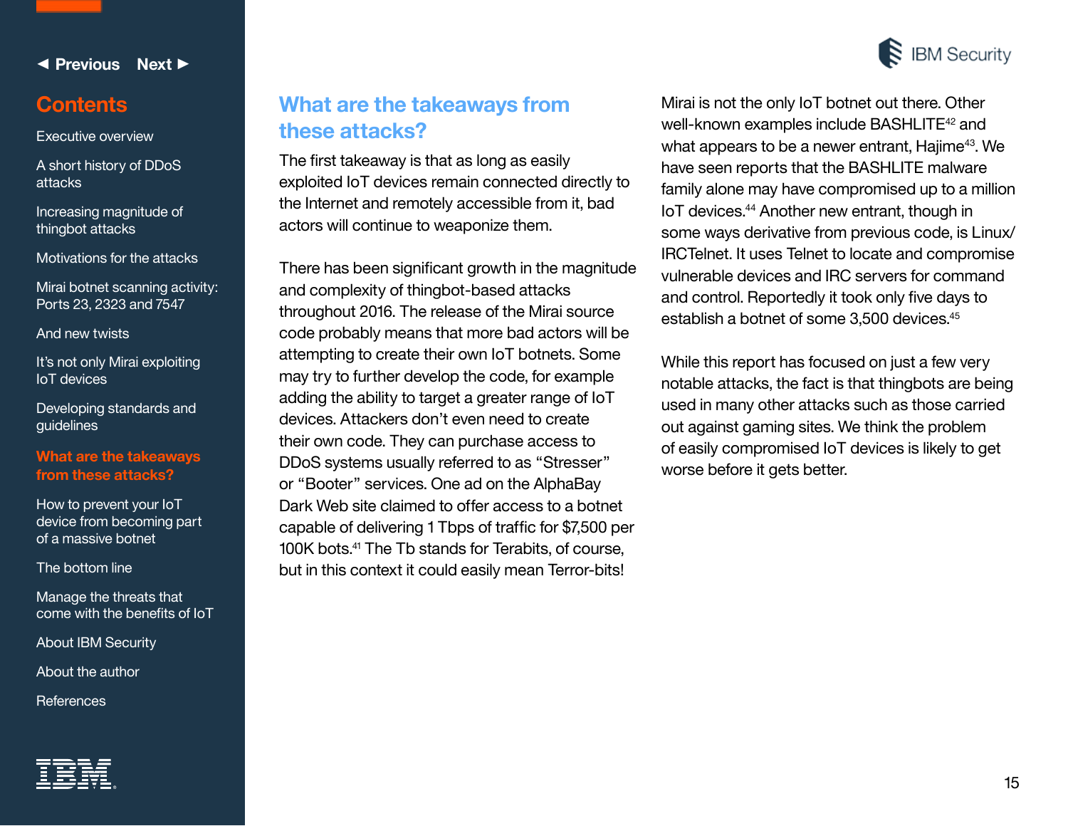## What are the takeaways from these attacks?

The first takeaway is that as long as easily exploited IoT devices remain connected directly to the Internet and remotely accessible from it, bad actors will continue to weaponize them.

There has been significant growth in the magnitude and complexity of thingbot-based attacks throughout 2016. The release of the Mirai source code probably means that more bad actors will be attempting to create their own IoT botnets. Some may try to further develop the code, for example adding the ability to target a greater range of IoT devices. Attackers don't even need to create their own code. They can purchase access to DDoS systems usually referred to as "Stresser" or "Booter" services. One ad on the AlphaBay Dark Web site claimed to offer access to a botnet capable of delivering 1 Tbps of traffic for $7,500 per 100K bots.[41] The Tb stands for Terabits, of course, but in this context it could easily mean Terror-bits!

Mirai is not the only IoT botnet out there. Other well-known examples include BASHLITE[42] and what appears to be a newer entrant, Hajime[43]. We have seen reports that the BASHLITE malware family alone may have compromised up to a million IoT devices.[44] Another new entrant, though in some ways derivative from previous code, is Linux/IRCTelnet. It uses Telnet to locate and compromise vulnerable devices and IRC servers for command and control. Reportedly it took only five days to establish a botnet of some 3,500 devices.[45]

While this report has focused on just a few very notable attacks, the fact is that thingbots are being used in many other attacks such as those carried out against gaming sites. We think the problem of easily compromised IoT devices is likely to get worse before it gets better.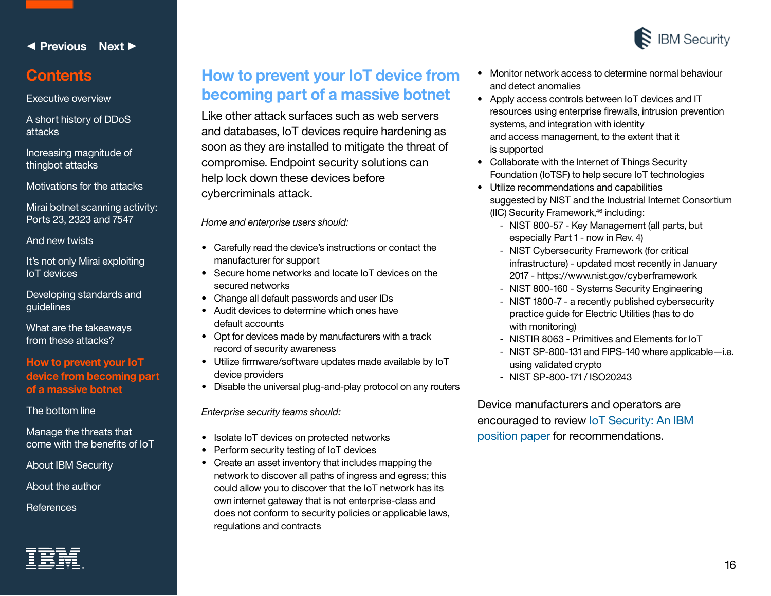# How to prevent your IoT device from becoming part of a massive botnet

Like other attack surfaces such as web servers and databases, IoT devices require hardening as soon as they are installed to mitigate the threat of compromise. Endpoint security solutions can help lock down these devices before cybercriminals attack.

*Home and enterprise users should:*

- Carefully read the device's instructions or contact the manufacturer for support
- Secure home networks and locate IoT devices on the secured networks
- Change all default passwords and user IDs
- Audit devices to determine which ones have default accounts
- Opt for devices made by manufacturers with a track record of security awareness
- Utilize firmware/software updates made available by IoT device providers
- Disable the universal plug-and-play protocol on any routers

*Enterprise security teams should:*

- Isolate IoT devices on protected networks
- Perform security testing of IoT devices
- Create an asset inventory that includes mapping the network to discover all paths of ingress and egress; this could allow you to discover that the IoT network has its own internet gateway that is not enterprise-class and does not conform to security policies or applicable laws, regulations and contracts
- Monitor network access to determine normal behaviour and detect anomalies
- Apply access controls between IoT devices and IT resources using enterprise firewalls, intrusion prevention systems, and integration with identity and access management, to the extent that it is supported
- Collaborate with the Internet of Things Security Foundation (IoTSF) to help secure IoT technologies
- Utilize recommendations and capabilities suggested by NIST and the Industrial Internet Consortium (IIC) Security Framework,[46] including:
  - NIST 800-57 - Key Management (all parts, but especially Part 1 - now in Rev. 4)
  - NIST Cybersecurity Framework (for critical infrastructure) - updated most recently in January 2017 - https://www.nist.gov/cyberframework
  - NIST 800-160 - Systems Security Engineering
  - NIST 1800-7 - a recently published cybersecurity practice guide for Electric Utilities (has to do with monitoring)
  - NISTIR 8063 - Primitives and Elements for IoT
  - NIST SP-800-131 and FIPS-140 where applicable—i.e. using validated crypto
  - NIST SP-800-171 / ISO20243

Device manufacturers and operators are encouraged to review IoT Security: An IBM position paper for recommendations.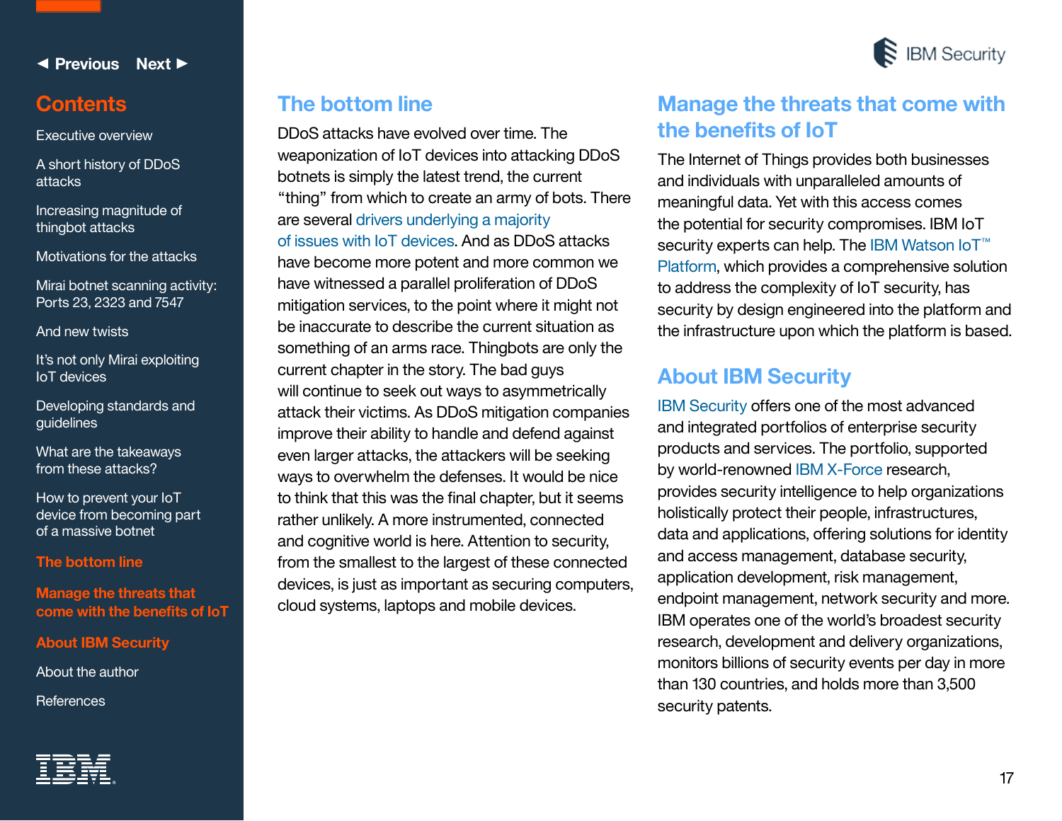## The bottom line

DDoS attacks have evolved over time. The weaponization of IoT devices into attacking DDoS botnets is simply the latest trend, the current "thing" from which to create an army of bots. There are several drivers underlying a majority of issues with IoT devices. And as DDoS attacks have become more potent and more common we have witnessed a parallel proliferation of DDoS mitigation services, to the point where it might not be inaccurate to describe the current situation as something of an arms race. Thingbots are only the current chapter in the story. The bad guys will continue to seek out ways to asymmetrically attack their victims. As DDoS mitigation companies improve their ability to handle and defend against even larger attacks, the attackers will be seeking ways to overwhelm the defenses. It would be nice to think that this was the final chapter, but it seems rather unlikely. A more instrumented, connected and cognitive world is here. Attention to security, from the smallest to the largest of these connected devices, is just as important as securing computers, cloud systems, laptops and mobile devices.

## Manage the threats that come with the benefits of IoT

The Internet of Things provides both businesses and individuals with unparalleled amounts of meaningful data. Yet with this access comes the potential for security compromises. IBM IoT security experts can help. The IBM Watson IoT™ Platform, which provides a comprehensive solution to address the complexity of IoT security, has security by design engineered into the platform and the infrastructure upon which the platform is based.

## About IBM Security

IBM Security offers one of the most advanced and integrated portfolios of enterprise security products and services. The portfolio, supported by world-renowned IBM X-Force research, provides security intelligence to help organizations holistically protect their people, infrastructures, data and applications, offering solutions for identity and access management, database security, application development, risk management, endpoint management, network security and more. IBM operates one of the world's broadest security research, development and delivery organizations, monitors billions of security events per day in more than 130 countries, and holds more than 3,500 security patents.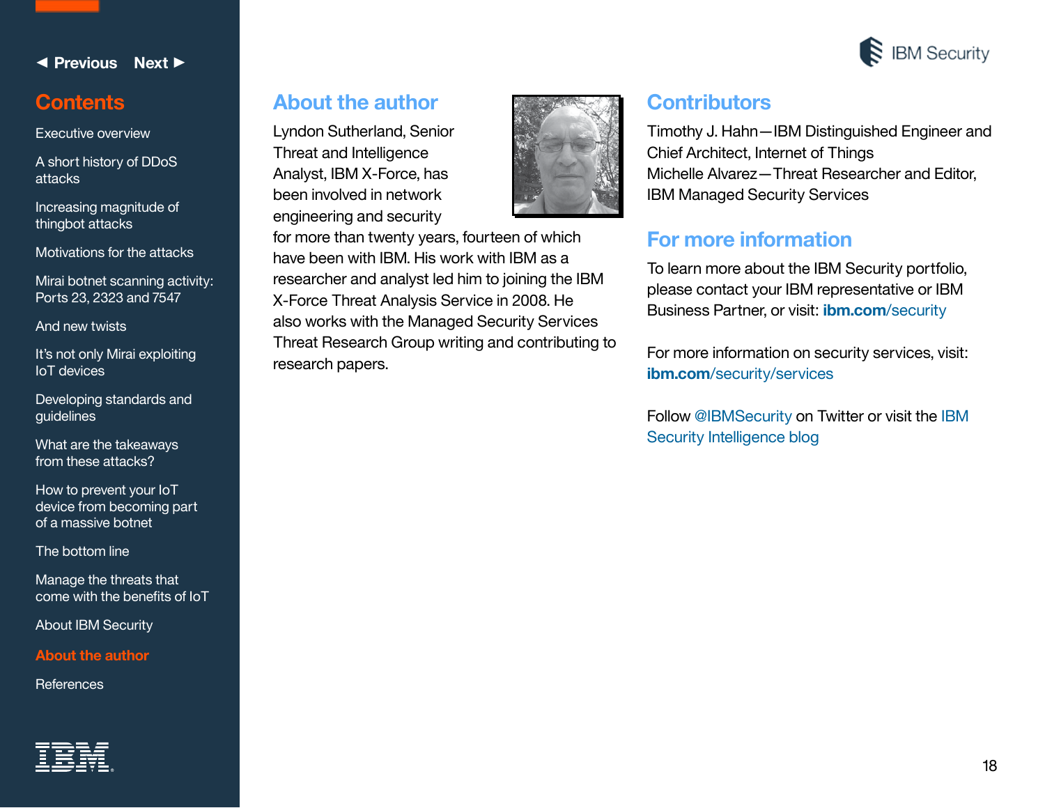## About the author

Lyndon Sutherland, Senior Threat and Intelligence Analyst, IBM X-Force, has been involved in network engineering and security for more than twenty years, fourteen of which have been with IBM. His work with IBM as a researcher and analyst led him to joining the IBM X-Force Threat Analysis Service in 2008. He also works with the Managed Security Services Threat Research Group writing and contributing to research papers.

## Contributors

Timothy J. Hahn—IBM Distinguished Engineer and Chief Architect, Internet of Things
Michelle Alvarez—Threat Researcher and Editor, IBM Managed Security Services

## For more information

To learn more about the IBM Security portfolio, please contact your IBM representative or IBM Business Partner, or visit: **ibm.com**/security

For more information on security services, visit: **ibm.com**/security/services

Follow @IBMSecurity on Twitter or visit the IBM Security Intelligence blog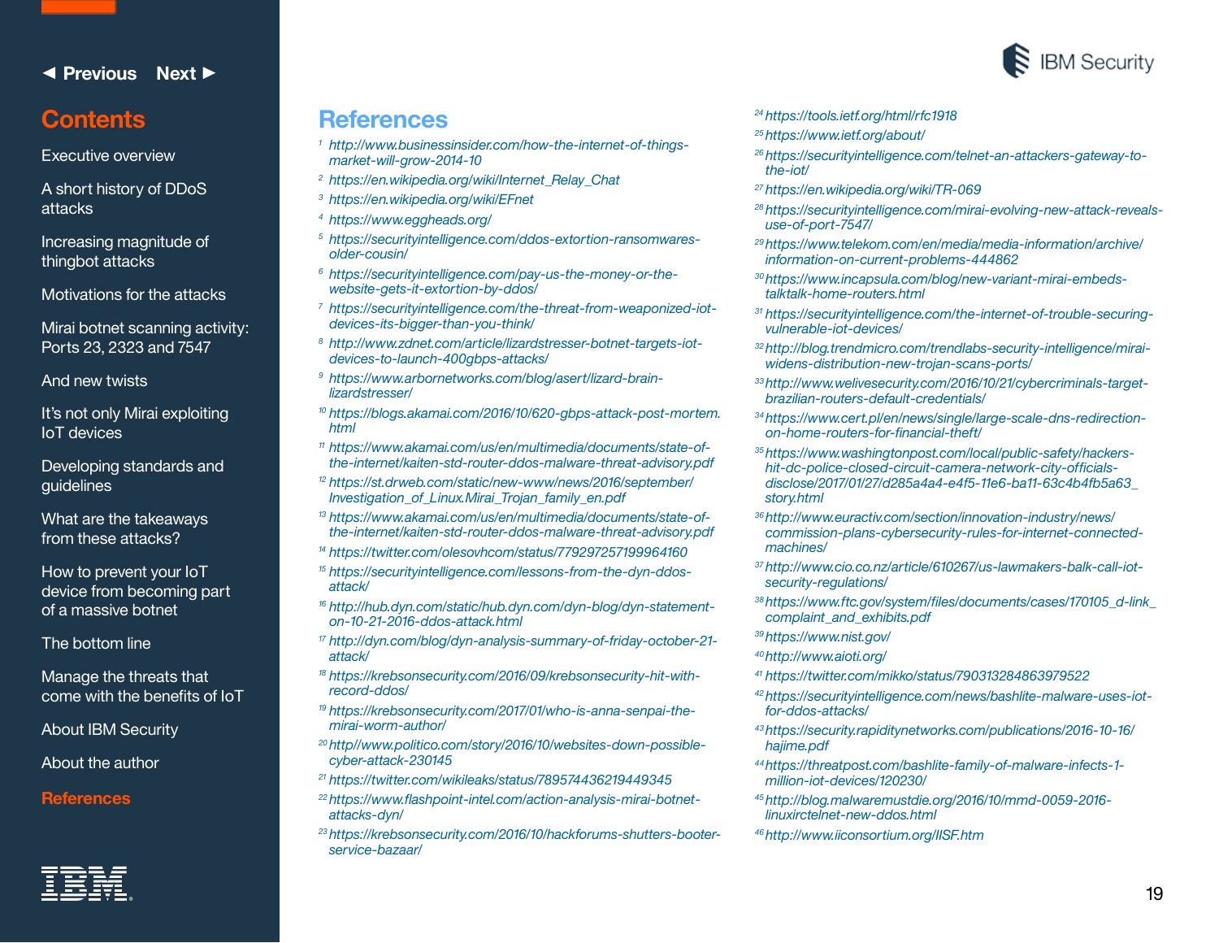# References

[1] http://www.businessinsider.com/how-the-internet-of-things-market-will-grow-2014-10

[2] https://en.wikipedia.org/wiki/Internet_Relay_Chat

[3] https://en.wikipedia.org/wiki/EFnet

[4] https://www.eggheads.org/

[5] https://securityintelligence.com/ddos-extortion-ransomwares-older-cousin/

[6] https://securityintelligence.com/pay-us-the-money-or-the-website-gets-it-extortion-by-ddos/

[7] https://securityintelligence.com/the-threat-from-weaponized-iot-devices-its-bigger-than-you-think/

[8] http://www.zdnet.com/article/lizardstresser-botnet-targets-iot-devices-to-launch-400gbps-attacks/

[9] https://www.arbornetworks.com/blog/asert/lizard-brain-lizardstresser/

[10] https://blogs.akamai.com/2016/10/620-gbps-attack-post-mortem.html

[11] https://www.akamai.com/us/en/multimedia/documents/state-of-the-internet/kaiten-std-router-ddos-malware-threat-advisory.pdf

[12] https://st.drweb.com/static/new-www/news/2016/september/Investigation_of_Linux.Mirai_Trojan_family_en.pdf

[13] https://www.akamai.com/us/en/multimedia/documents/state-of-the-internet/kaiten-std-router-ddos-malware-threat-advisory.pdf

[14] https://twitter.com/olesovhcom/status/779297257199964160

[15] https://securityintelligence.com/lessons-from-the-dyn-ddos-attack/

[16] http://hub.dyn.com/static/hub.dyn.com/dyn-blog/dyn-statement-on-10-21-2016-ddos-attack.html

[17] http://dyn.com/blog/dyn-analysis-summary-of-friday-october-21-attack/

[18] https://krebsonsecurity.com/2016/09/krebsonsecurity-hit-with-record-ddos/

[19] https://krebsonsecurity.com/2017/01/who-is-anna-senpai-the-mirai-worm-author/

[20] http//www.politico.com/story/2016/10/websites-down-possible-cyber-attack-230145

[21] https://twitter.com/wikileaks/status/789574436219449345

[22] https://www.flashpoint-intel.com/action-analysis-mirai-botnet-attacks-dyn/

[23] https://krebsonsecurity.com/2016/10/hackforums-shutters-booter-service-bazaar/

[24] https://tools.ietf.org/html/rfc1918

[25] https://www.ietf.org/about/

[26] https://securityintelligence.com/telnet-an-attackers-gateway-to-the-iot/

[27] https://en.wikipedia.org/wiki/TR-069

[28] https://securityintelligence.com/mirai-evolving-new-attack-reveals-use-of-port-7547/

[29] https://www.telekom.com/en/media/media-information/archive/information-on-current-problems-444862

[30] https://www.incapsula.com/blog/new-variant-mirai-embeds-talktalk-home-routers.html

[31] https://securityintelligence.com/the-internet-of-trouble-securing-vulnerable-iot-devices/

[32] http://blog.trendmicro.com/trendlabs-security-intelligence/mirai-widens-distribution-new-trojan-scans-ports/

[33] http://www.welivesecurity.com/2016/10/21/cybercriminals-target-brazilian-routers-default-credentials/

[34] https://www.cert.pl/en/news/single/large-scale-dns-redirection-on-home-routers-for-financial-theft/

[35] https://www.washingtonpost.com/local/public-safety/hackers-hit-dc-police-closed-circuit-camera-network-city-officials-disclose/2017/01/27/d285a4a4-e4f5-11e6-ba11-63c4b4fb5a63_story.html

[36] http://www.euractiv.com/section/innovation-industry/news/commission-plans-cybersecurity-rules-for-internet-connected-machines/

[37] http://www.cio.co.nz/article/610267/us-lawmakers-balk-call-iot-security-regulations/

[38] https://www.ftc.gov/system/files/documents/cases/170105_d-link_complaint_and_exhibits.pdf

[39] https://www.nist.gov/

[40] http://www.aioti.org/

[41] https://twitter.com/mikko/status/790313284863979522

[42] https://securityintelligence.com/news/bashlite-malware-uses-iot-for-ddos-attacks/

[43] https://security.rapiditynetworks.com/publications/2016-10-16/hajime.pdf

[44] https://threatpost.com/bashlite-family-of-malware-infects-1-million-iot-devices/120230/

[45] http://blog.malwaremustdie.org/2016/10/mmd-0059-2016-linuxirctelnet-new-ddos.html

[46] http://www.iiconsortium.org/IISF.htm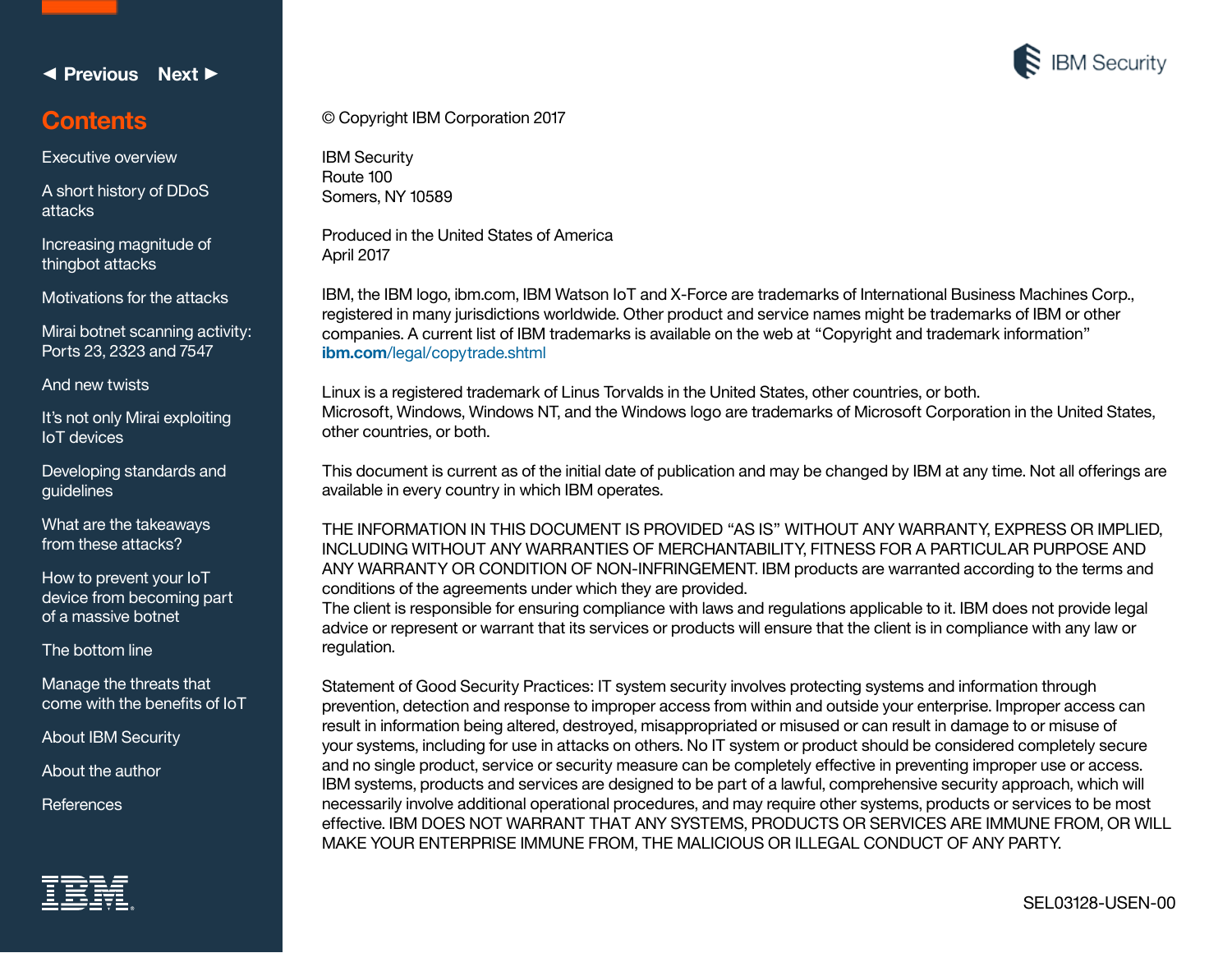© Copyright IBM Corporation 2017

IBM Security
Route 100
Somers, NY 10589

Produced in the United States of America
April 2017

IBM, the IBM logo, ibm.com, IBM Watson IoT and X-Force are trademarks of International Business Machines Corp., registered in many jurisdictions worldwide. Other product and service names might be trademarks of IBM or other companies. A current list of IBM trademarks is available on the web at "Copyright and trademark information" **ibm.com**/legal/copytrade.shtml

Linux is a registered trademark of Linus Torvalds in the United States, other countries, or both.
Microsoft, Windows, Windows NT, and the Windows logo are trademarks of Microsoft Corporation in the United States, other countries, or both.

This document is current as of the initial date of publication and may be changed by IBM at any time. Not all offerings are available in every country in which IBM operates.

THE INFORMATION IN THIS DOCUMENT IS PROVIDED "AS IS" WITHOUT ANY WARRANTY, EXPRESS OR IMPLIED, INCLUDING WITHOUT ANY WARRANTIES OF MERCHANTABILITY, FITNESS FOR A PARTICULAR PURPOSE AND ANY WARRANTY OR CONDITION OF NON-INFRINGEMENT. IBM products are warranted according to the terms and conditions of the agreements under which they are provided.
The client is responsible for ensuring compliance with laws and regulations applicable to it. IBM does not provide legal advice or represent or warrant that its services or products will ensure that the client is in compliance with any law or regulation.

Statement of Good Security Practices: IT system security involves protecting systems and information through prevention, detection and response to improper access from within and outside your enterprise. Improper access can result in information being altered, destroyed, misappropriated or misused or can result in damage to or misuse of your systems, including for use in attacks on others. No IT system or product should be considered completely secure and no single product, service or security measure can be completely effective in preventing improper use or access. IBM systems, products and services are designed to be part of a lawful, comprehensive security approach, which will necessarily involve additional operational procedures, and may require other systems, products or services to be most effective. IBM DOES NOT WARRANT THAT ANY SYSTEMS, PRODUCTS OR SERVICES ARE IMMUNE FROM, OR WILL MAKE YOUR ENTERPRISE IMMUNE FROM, THE MALICIOUS OR ILLEGAL CONDUCT OF ANY PARTY.

SEL03128-USEN-00